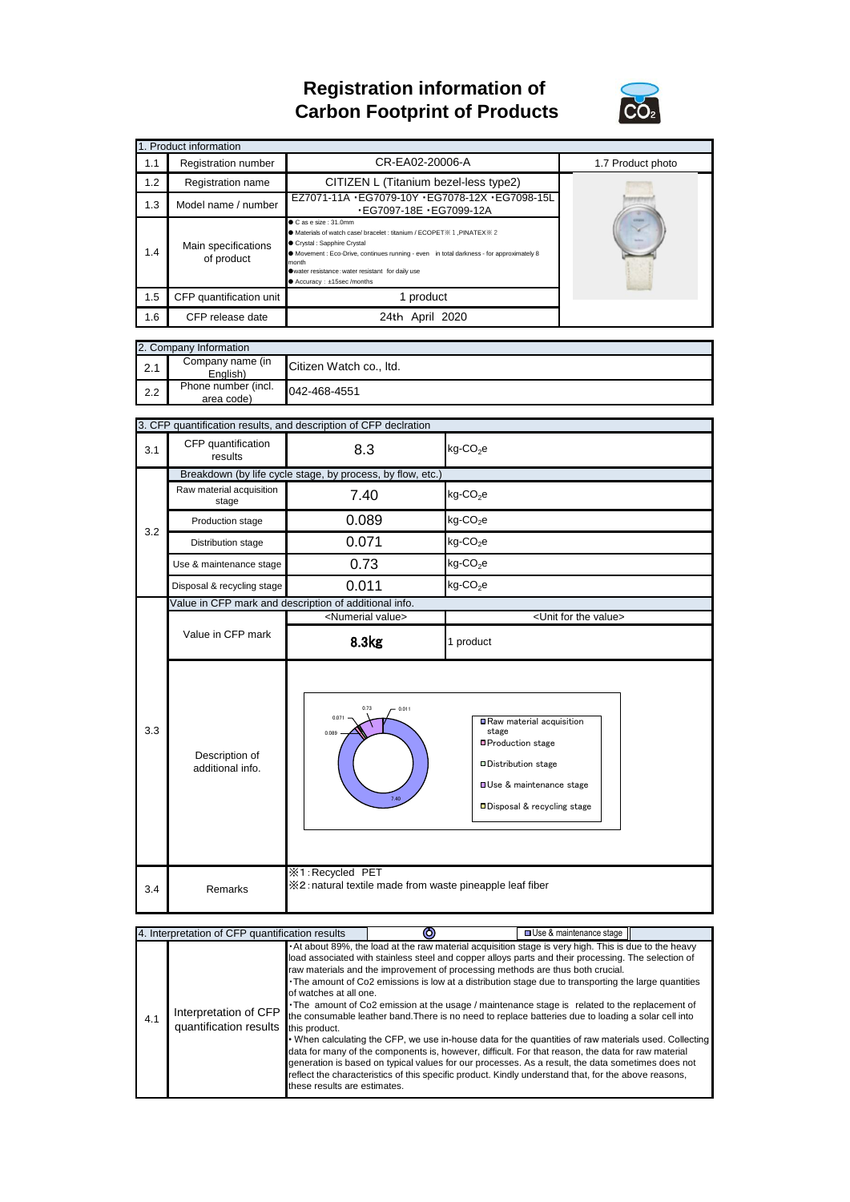# Registration information of Carbon Footprint of Products

| 1. Product information | | | |
|---|---|---|---|
| 1.1 | Registration number | CR-EA02-20006-A | 1.7 Product photo |
| 1.2 | Registration name | CITIZEN L (Titanium bezel-less type2) | |
| 1.3 | Model name / number | EZ7071-11A ・EG7079-10Y ・EG7078-12X ・EG7098-15L ・EG7097-18E ・EG7099-12A | |
| 1.4 | Main specifications of product | ● C as e size : 31.0mm<br>● Materials of watch case/ bracelet : titanium / ECOPET※１,PINATEX※２<br>● Crystal : Sapphire Crystal<br>● Movement : Eco-Drive, continues running - even in total darkness - for approximately 8 month<br>●water resistance :water resistant for daily use<br>● Accuracy : ±15sec /months | |
| 1.5 | CFP quantification unit | 1 product | |
| 1.6 | CFP release date | 24th April 2020 | |

| 2. Company Information | | |
|---|---|---|
| 2.1 | Company name (in English) | Citizen Watch co., ltd. |
| 2.2 | Phone number (incl. area code) | 042-468-4551 |

| 3. CFP quantification results, and description of CFP declration | | | |
|---|---|---|---|
| 3.1 | CFP quantification results | 8.3 | kg-$CO_2$e |
| 3.2 | Breakdown (by life cycle stage, by process, by flow, etc.) | | |
| | Raw material acquisition stage | 7.40 | kg-$CO_2$e |
| | Production stage | 0.089 | kg-$CO_2$e |
| | Distribution stage | 0.071 | kg-$CO_2$e |
| | Use & maintenance stage | 0.73 | kg-$CO_2$e |
| | Disposal & recycling stage | 0.011 | kg-$CO_2$e |
| 3.3 | Value in CFP mark and description of additional info. | | |
| | | <Numerial value> | <Unit for the value> |
| | Value in CFP mark | 8.3kg | 1 product |
| | Description of additional info. | Chart: Raw material acquisition stage 7.40; Production stage 0.089; Distribution stage 0.071; Use & maintenance stage 0.73; Disposal & recycling stage 0.011 | |
| 3.4 | Remarks | ※1:Recycled PET<br>※2:natural textile made from waste pineapple leaf fiber | |

| 4. Interpretation of CFP quantification results | | |
|---|---|---|
| 4.1 | Interpretation of CFP quantification results | ・At about 89%, the load at the raw material acquisition stage is very high. This is due to the heavy load associated with stainless steel and copper alloys parts and their processing. The selection of raw materials and the improvement of processing methods are thus both crucial.<br>・The amount of Co2 emissions is low at a distribution stage due to transporting the large quantities of watches at all one.<br>・The amount of Co2 emission at the usage / maintenance stage is related to the replacement of the consumable leather band.There is no need to replace batteries due to loading a solar cell into this product.<br>・When calculating the CFP, we use in-house data for the quantities of raw materials used. Collecting data for many of the components is, however, difficult. For that reason, the data for raw material generation is based on typical values for our processes. As a result, the data sometimes does not reflect the characteristics of this specific product. Kindly understand that, for the above reasons, these results are estimates. |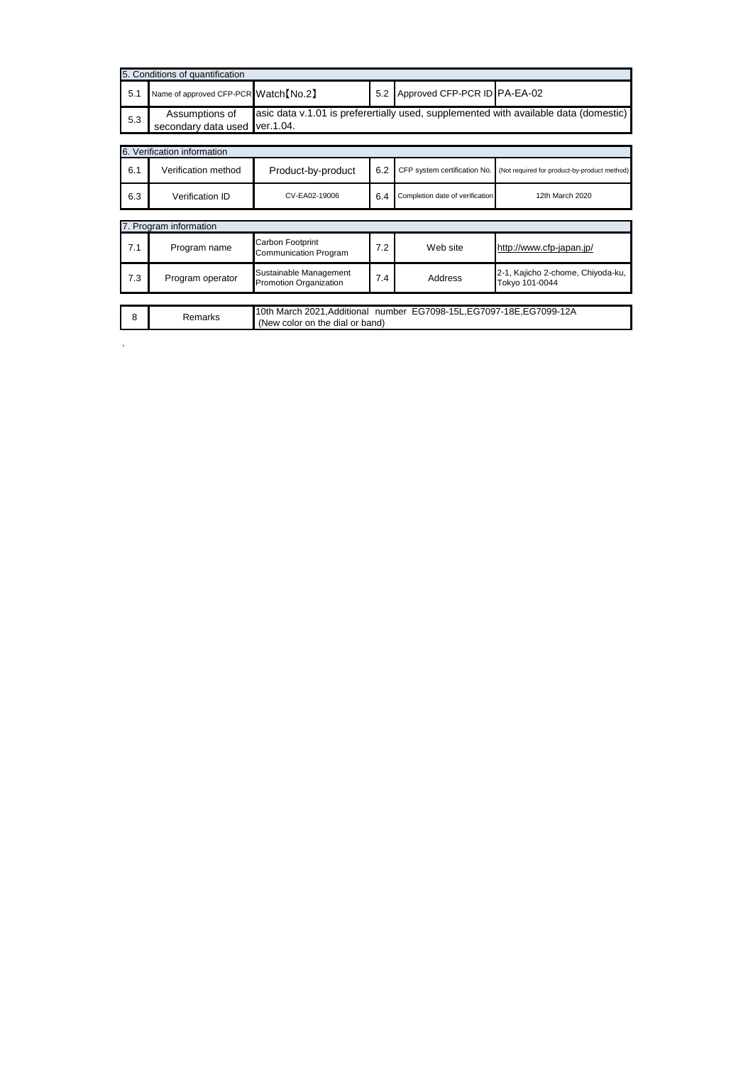| 5. Conditions of quantification | | | | |
|---|---|---|---|---|
| 5.1 | Name of approved CFP-PCR | Watch【No.2】 | 5.2 | Approved CFP-PCR ID | PA-EA-02 |
| 5.3 | Assumptions of secondary data used | asic data v.1.01 is preferertially used, supplemented with available data (domestic) ver.1.04. | | | |

| 6. Verification information | | | | | |
|---|---|---|---|---|---|
| 6.1 | Verification method | Product-by-product | 6.2 | CFP system certification No. | (Not required for product-by-product method) |
| 6.3 | Verification ID | CV-EA02-19006 | 6.4 | Completion date of verification | 12th March 2020 |

| 7. Program information | | | | | |
|---|---|---|---|---|---|
| 7.1 | Program name | Carbon Footprint Communication Program | 7.2 | Web site | http://www.cfp-japan.jp/ |
| 7.3 | Program operator | Sustainable Management Promotion Organization | 7.4 | Address | 2-1, Kajicho 2-chome, Chiyoda-ku, Tokyo 101-0044 |

| | | |
|---|---|---|
| 8 | Remarks | 10th March 2021,Additional number EG7098-15L,EG7097-18E,EG7099-12A (New color on the dial or band) |